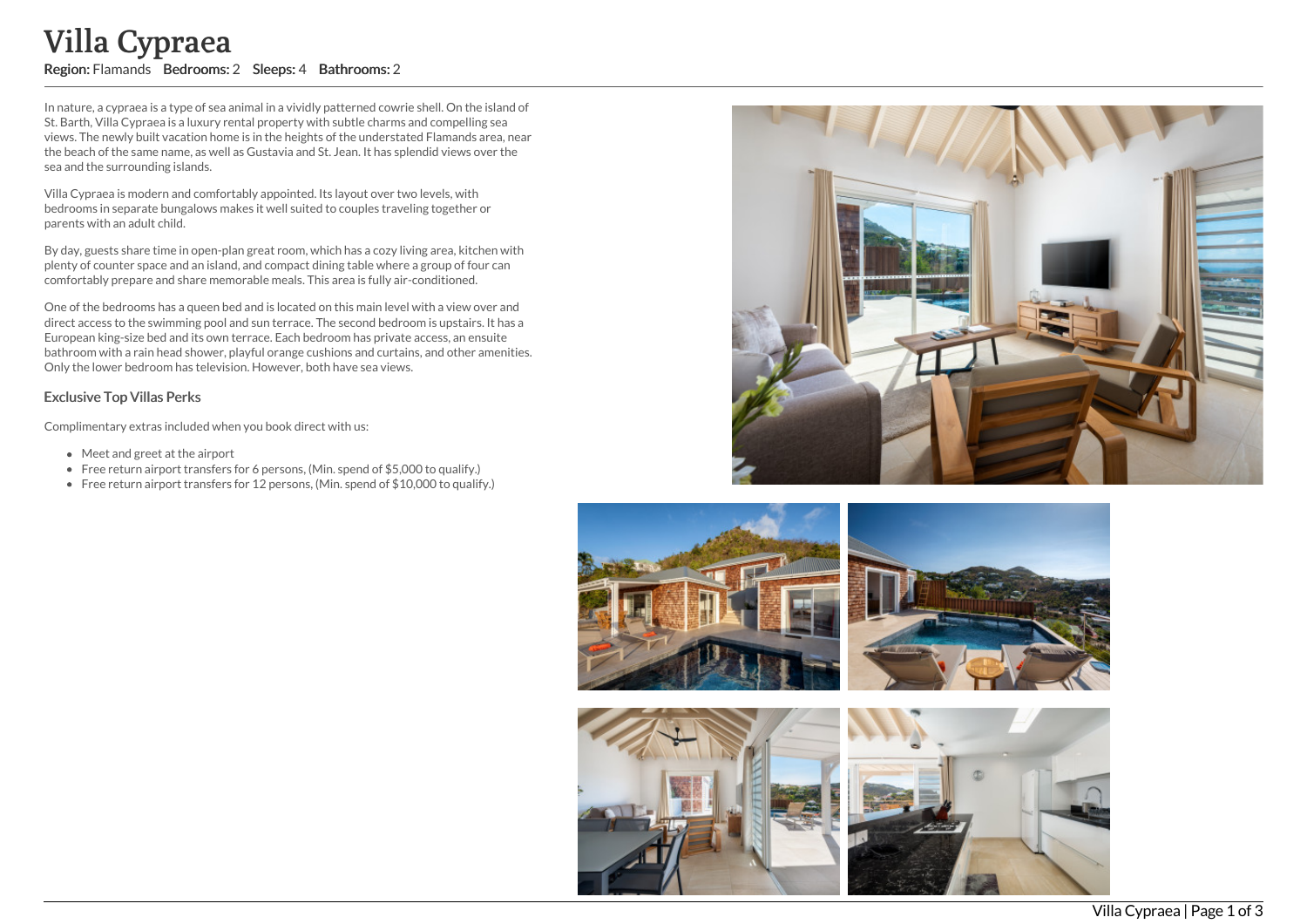# Villa Cypraea

**Region:** Flamands **Bedrooms:** 2 **Sleeps:** 4 **Bathrooms:** 2

In nature, a cypraea is a type of sea animal in a vividly patterned cowrie shell. On the island of St. Barth, Villa Cypraea is a luxury rental property with subtle charms and compelling sea views. The newly built vacation home is in the heights of the understated Flamands area, near the beach of the same name, as well as Gustavia and St. Jean. It has splendid views over the sea and the surrounding islands.

Villa Cypraea is modern and comfortably appointed. Its layout over two levels, with bedrooms in separate bungalows makes it well suited to couples traveling together or parents with an adult child.

By day, guests share time in open-plan great room, which has a cozy living area, kitchen with plenty of counter space and an island, and compact dining table where a group of four can comfortably prepare and share memorable meals. This area is fully air-conditioned.

One of the bedrooms has a queen bed and is located on this main level with a view over and direct access to the swimming pool and sun terrace. The second bedroom is upstairs. It has a European king-size bed and its own terrace. Each bedroom has private access, an ensuite bathroom with a rain head shower, playful orange cushions and curtains, and other amenities. Only the lower bedroom has television. However, both have sea views.

### Exclusive Top Villas Perks

Complimentary extras included when you book direct with us:

- Meet and greet at the airport
- Free return airport transfers for 6 persons, (Min. spend of $5,000 to qualify.)
- Free return airport transfers for 12 persons, (Min. spend of $10,000 to qualify.)